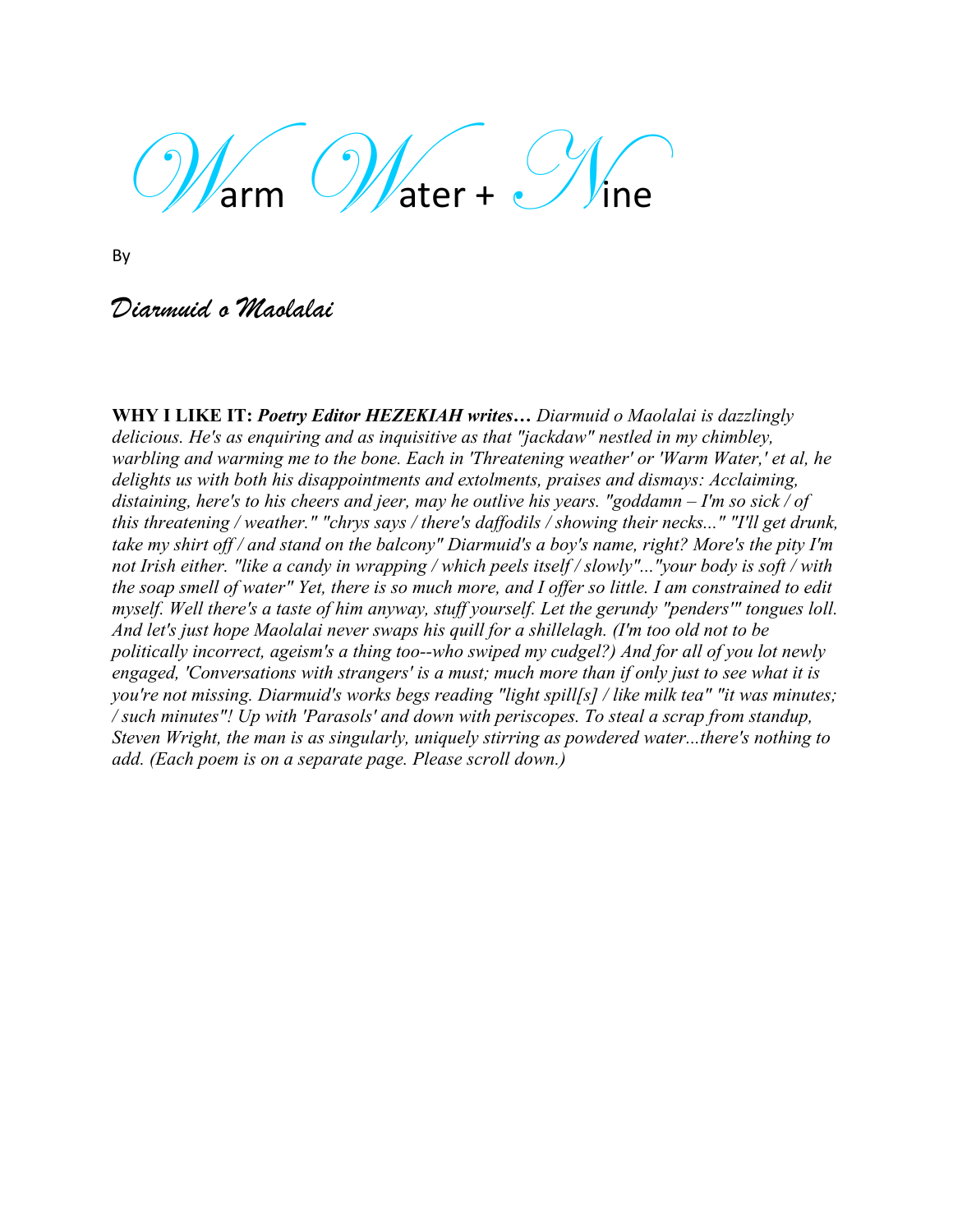# Warm Water + Nine

By

## *Diarmuid o Maolalai*

**WHY I LIKE IT:** ***Poetry Editor HEZEKIAH writes…*** *Diarmuid o Maolalai is dazzlingly delicious. He's as enquiring and as inquisitive as that "jackdaw" nestled in my chimbley, warbling and warming me to the bone. Each in 'Threatening weather' or 'Warm Water,' et al, he delights us with both his disappointments and extolments, praises and dismays: Acclaiming, distaining, here's to his cheers and jeer, may he outlive his years. "goddamn – I'm so sick / of this threatening / weather." "chrys says / there's daffodils / showing their necks..." "I'll get drunk, take my shirt off / and stand on the balcony" Diarmuid's a boy's name, right? More's the pity I'm not Irish either. "like a candy in wrapping / which peels itself / slowly"..."your body is soft / with the soap smell of water" Yet, there is so much more, and I offer so little. I am constrained to edit myself. Well there's a taste of him anyway, stuff yourself. Let the gerundy "penders'" tongues loll. And let's just hope Maolalai never swaps his quill for a shillelagh. (I'm too old not to be politically incorrect, ageism's a thing too--who swiped my cudgel?) And for all of you lot newly engaged, 'Conversations with strangers' is a must; much more than if only just to see what it is you're not missing. Diarmuid's works begs reading "light spill[s] / like milk tea" "it was minutes; / such minutes"! Up with 'Parasols' and down with periscopes. To steal a scrap from standup, Steven Wright, the man is as singularly, uniquely stirring as powdered water...there's nothing to add. (Each poem is on a separate page. Please scroll down.)*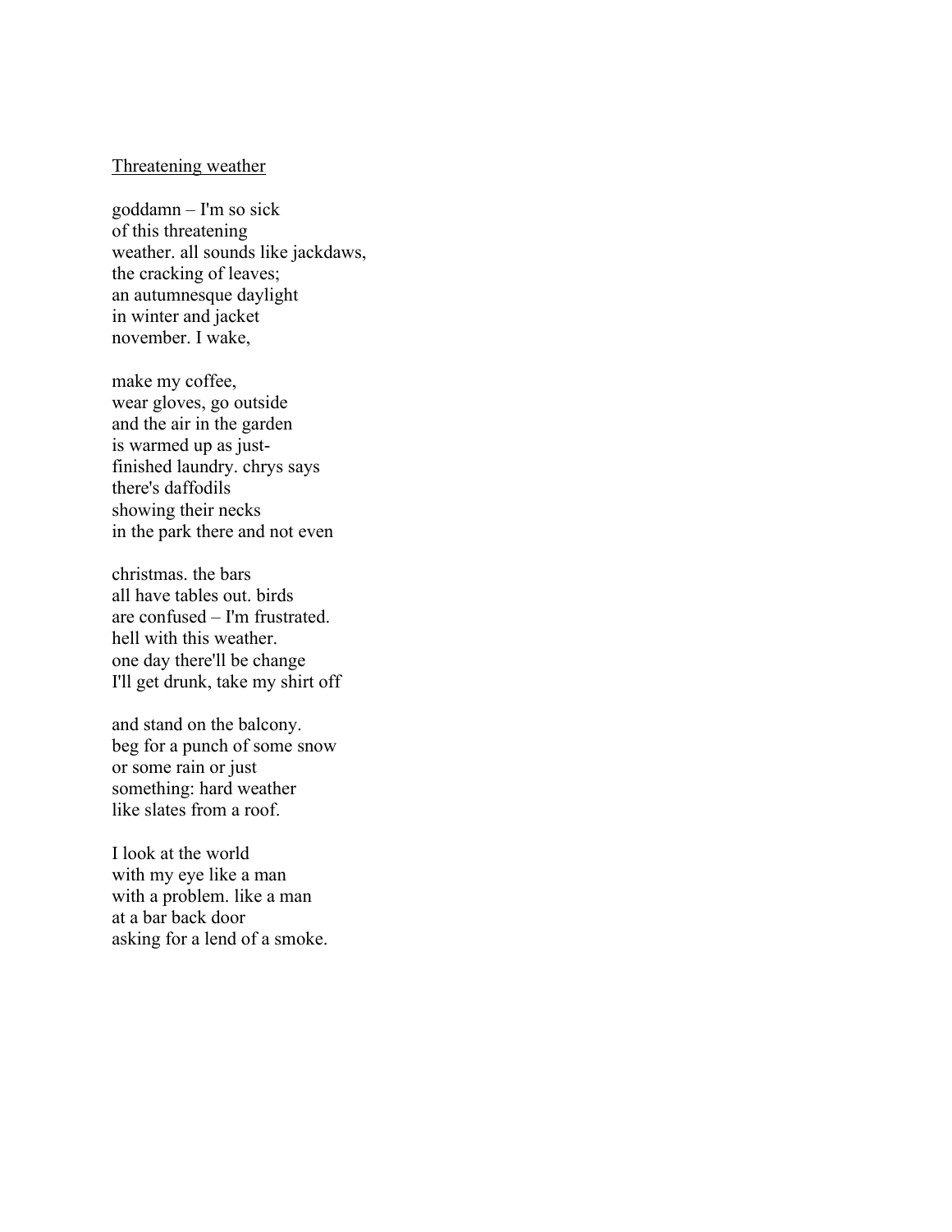Threatening weather

goddamn – I'm so sick  
of this threatening  
weather. all sounds like jackdaws,  
the cracking of leaves;  
an autumnesque daylight  
in winter and jacket  
november. I wake,

make my coffee,  
wear gloves, go outside  
and the air in the garden  
is warmed up as just-  
finished laundry. chrys says  
there's daffodils  
showing their necks  
in the park there and not even

christmas. the bars  
all have tables out. birds  
are confused – I'm frustrated.  
hell with this weather.  
one day there'll be change  
I'll get drunk, take my shirt off

and stand on the balcony.  
beg for a punch of some snow  
or some rain or just  
something: hard weather  
like slates from a roof.

I look at the world  
with my eye like a man  
with a problem. like a man  
at a bar back door  
asking for a lend of a smoke.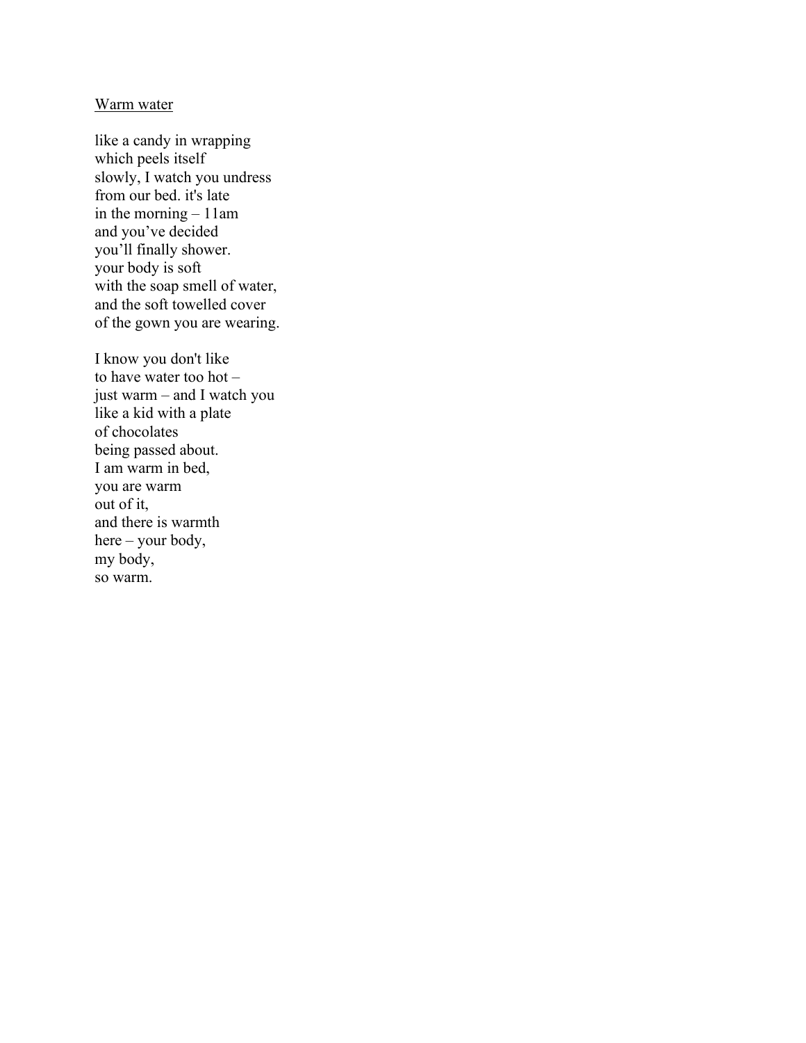<u>Warm water</u>

like a candy in wrapping  
which peels itself  
slowly, I watch you undress  
from our bed. it's late  
in the morning – 11am  
and you've decided  
you'll finally shower.  
your body is soft  
with the soap smell of water,  
and the soft towelled cover  
of the gown you are wearing.

I know you don't like  
to have water too hot –  
just warm – and I watch you  
like a kid with a plate  
of chocolates  
being passed about.  
I am warm in bed,  
you are warm  
out of it,  
and there is warmth  
here – your body,  
my body,  
so warm.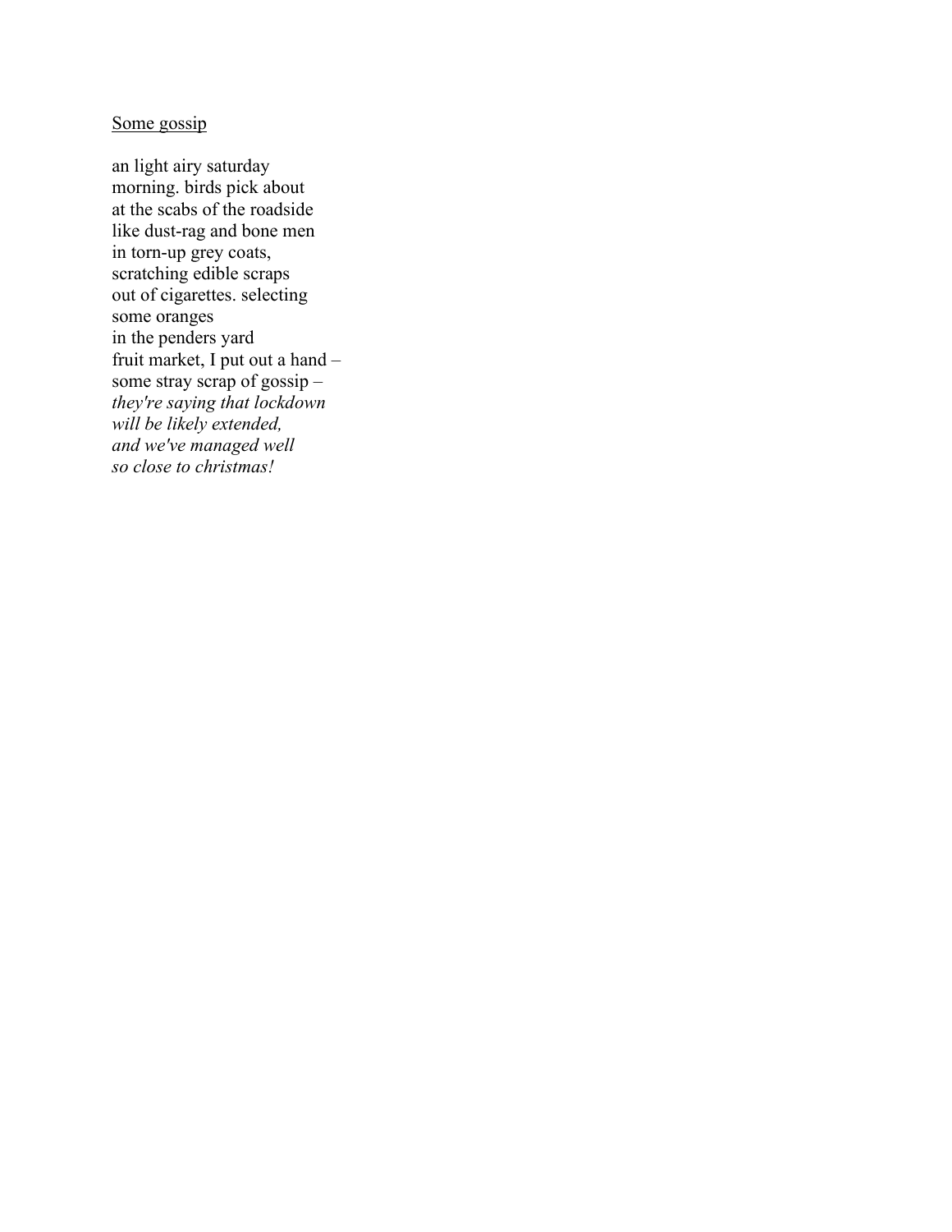Some gossip

an light airy saturday  
morning. birds pick about  
at the scabs of the roadside  
like dust-rag and bone men  
in torn-up grey coats,  
scratching edible scraps  
out of cigarettes. selecting  
some oranges  
in the penders yard  
fruit market, I put out a hand –  
some stray scrap of gossip –  
*they're saying that lockdown*  
*will be likely extended,*  
*and we've managed well*  
*so close to christmas!*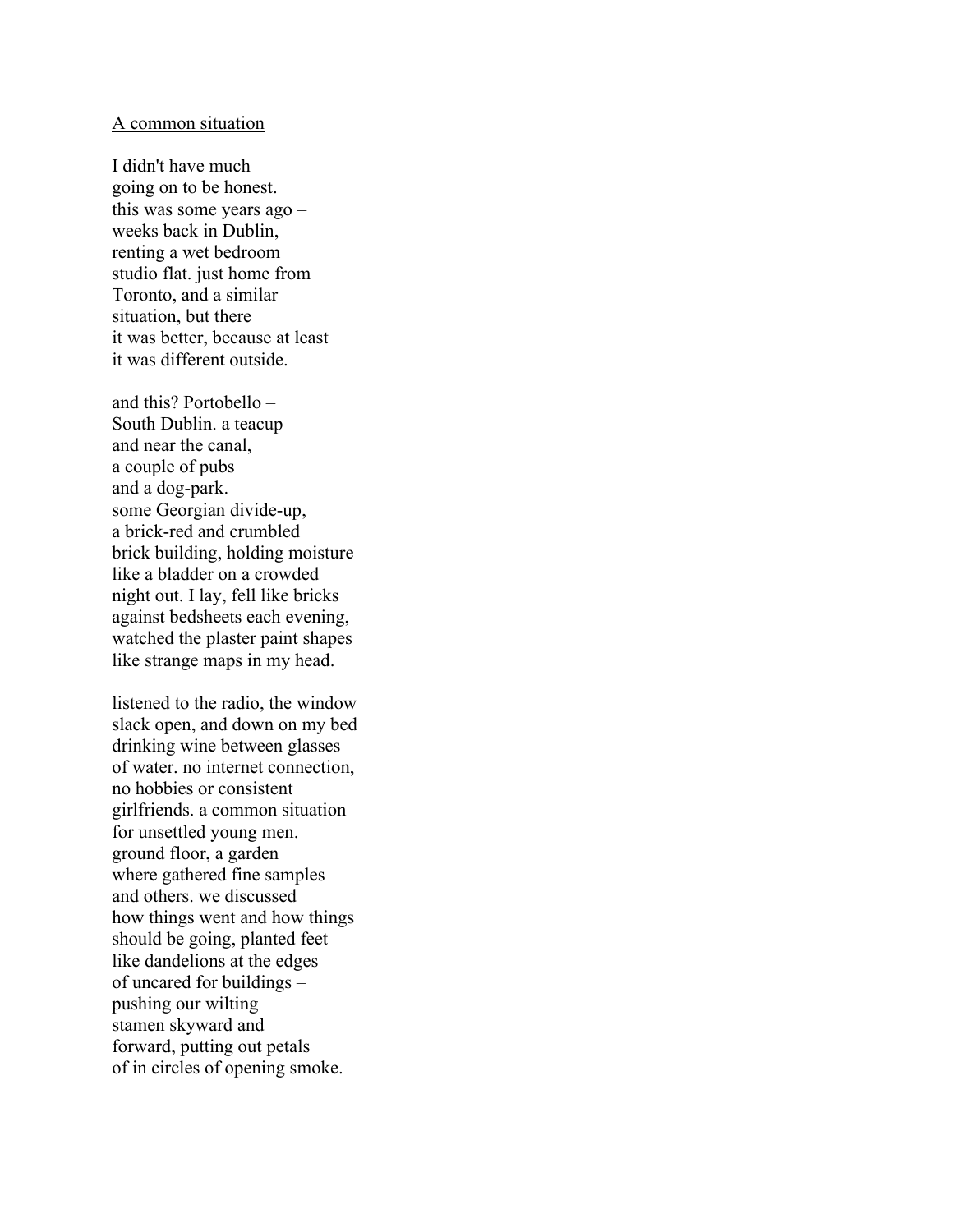<u>A common situation</u>

I didn't have much  
going on to be honest.  
this was some years ago –  
weeks back in Dublin,  
renting a wet bedroom  
studio flat. just home from  
Toronto, and a similar  
situation, but there  
it was better, because at least  
it was different outside.

and this? Portobello –  
South Dublin. a teacup  
and near the canal,  
a couple of pubs  
and a dog-park.  
some Georgian divide-up,  
a brick-red and crumbled  
brick building, holding moisture  
like a bladder on a crowded  
night out. I lay, fell like bricks  
against bedsheets each evening,  
watched the plaster paint shapes  
like strange maps in my head.

listened to the radio, the window  
slack open, and down on my bed  
drinking wine between glasses  
of water. no internet connection,  
no hobbies or consistent  
girlfriends. a common situation  
for unsettled young men.  
ground floor, a garden  
where gathered fine samples  
and others. we discussed  
how things went and how things  
should be going, planted feet  
like dandelions at the edges  
of uncared for buildings –  
pushing our wilting  
stamen skyward and  
forward, putting out petals  
of in circles of opening smoke.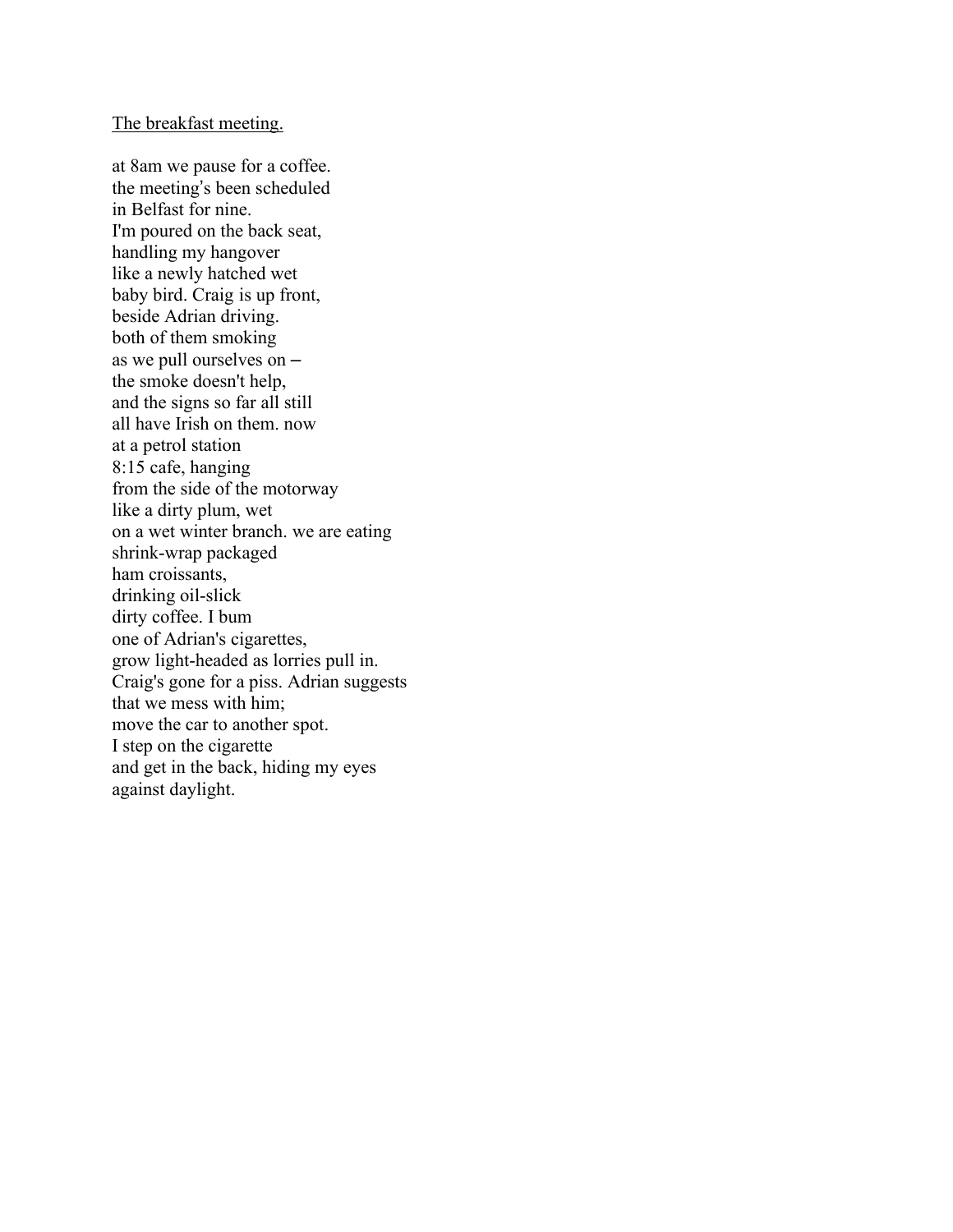The breakfast meeting.

at 8am we pause for a coffee.  
the meeting's been scheduled  
in Belfast for nine.  
I'm poured on the back seat,  
handling my hangover  
like a newly hatched wet  
baby bird. Craig is up front,  
beside Adrian driving.  
both of them smoking  
as we pull ourselves on –  
the smoke doesn't help,  
and the signs so far all still  
all have Irish on them. now  
at a petrol station  
8:15 cafe, hanging  
from the side of the motorway  
like a dirty plum, wet  
on a wet winter branch. we are eating  
shrink-wrap packaged  
ham croissants,  
drinking oil-slick  
dirty coffee. I bum  
one of Adrian's cigarettes,  
grow light-headed as lorries pull in.  
Craig's gone for a piss. Adrian suggests  
that we mess with him;  
move the car to another spot.  
I step on the cigarette  
and get in the back, hiding my eyes  
against daylight.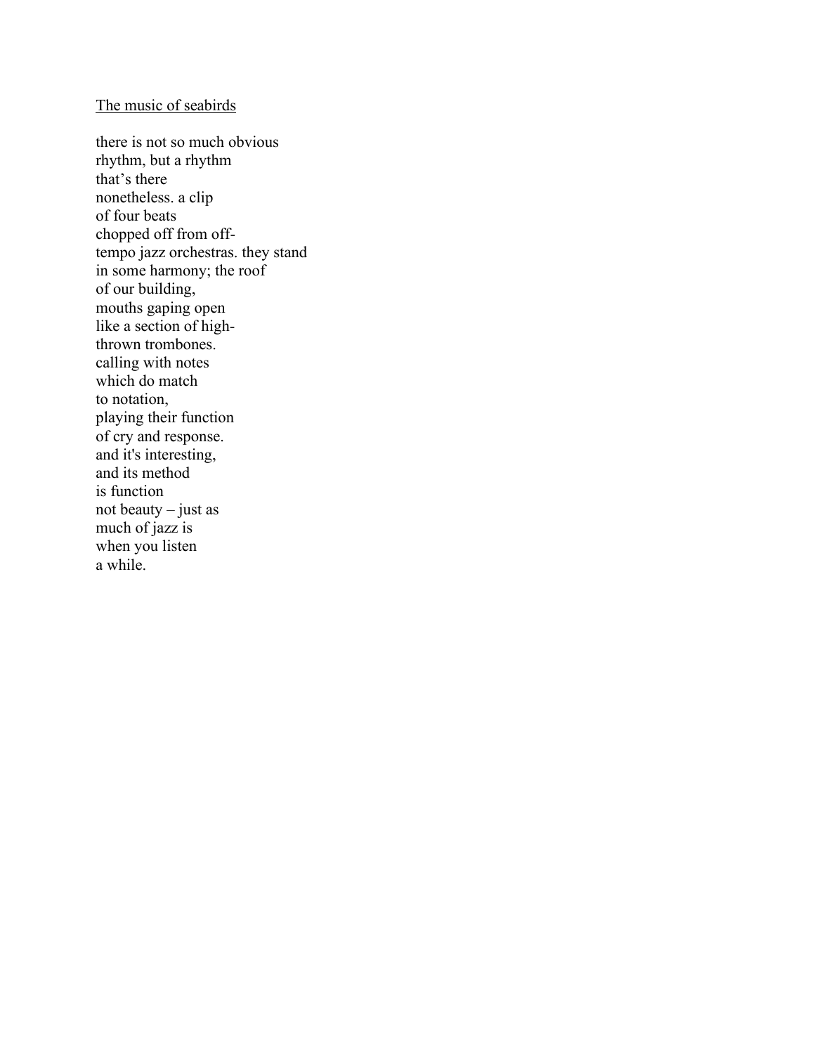<u>The music of seabirds</u>

there is not so much obvious  
rhythm, but a rhythm  
that's there  
nonetheless. a clip  
of four beats  
chopped off from off-  
tempo jazz orchestras. they stand  
in some harmony; the roof  
of our building,  
mouths gaping open  
like a section of high-  
thrown trombones.  
calling with notes  
which do match  
to notation,  
playing their function  
of cry and response.  
and it's interesting,  
and its method  
is function  
not beauty – just as  
much of jazz is  
when you listen  
a while.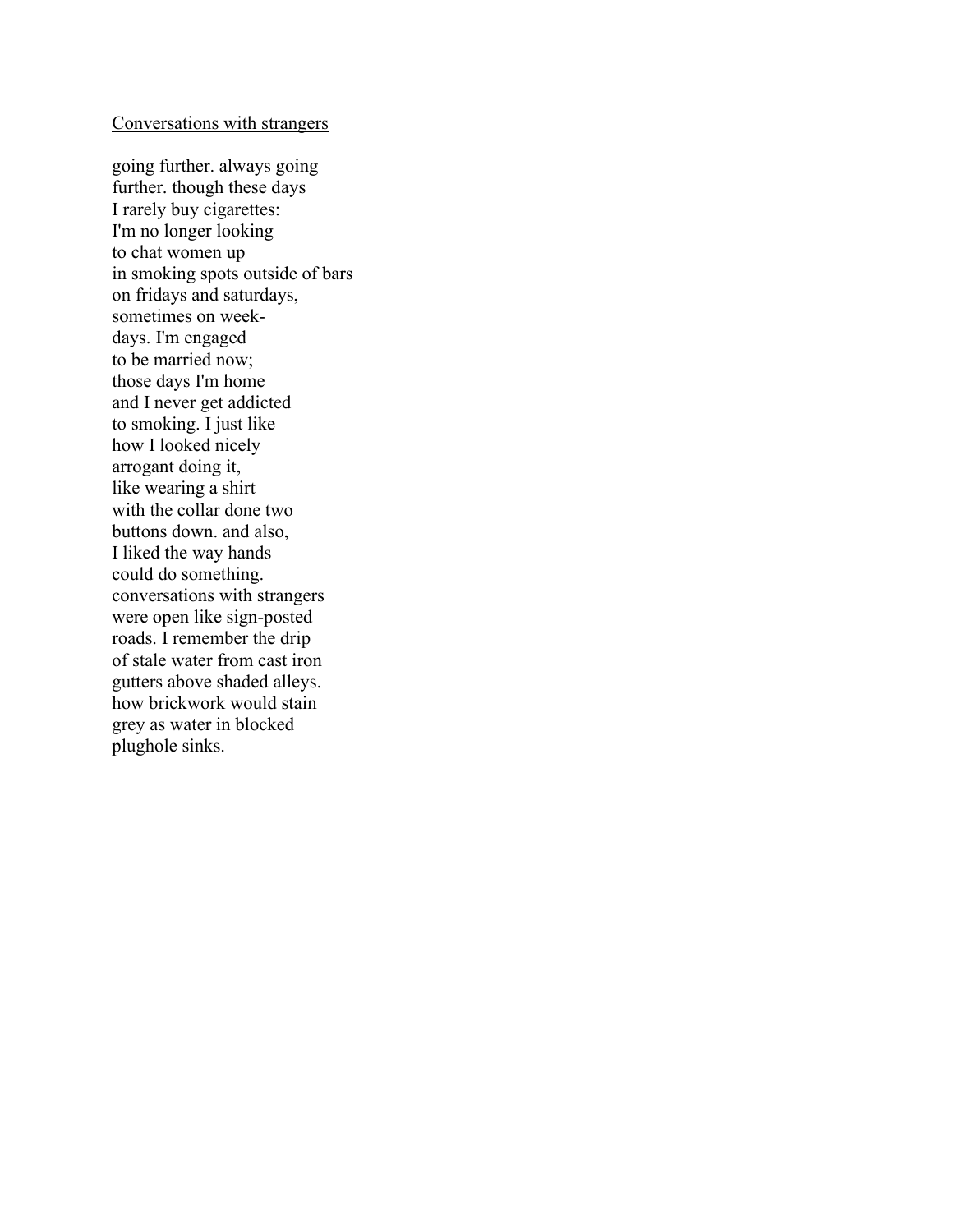Conversations with strangers

going further. always going  
further. though these days  
I rarely buy cigarettes:  
I'm no longer looking  
to chat women up  
in smoking spots outside of bars  
on fridays and saturdays,  
sometimes on week-  
days. I'm engaged  
to be married now;  
those days I'm home  
and I never get addicted  
to smoking. I just like  
how I looked nicely  
arrogant doing it,  
like wearing a shirt  
with the collar done two  
buttons down. and also,  
I liked the way hands  
could do something.  
conversations with strangers  
were open like sign-posted  
roads. I remember the drip  
of stale water from cast iron  
gutters above shaded alleys.  
how brickwork would stain  
grey as water in blocked  
plughole sinks.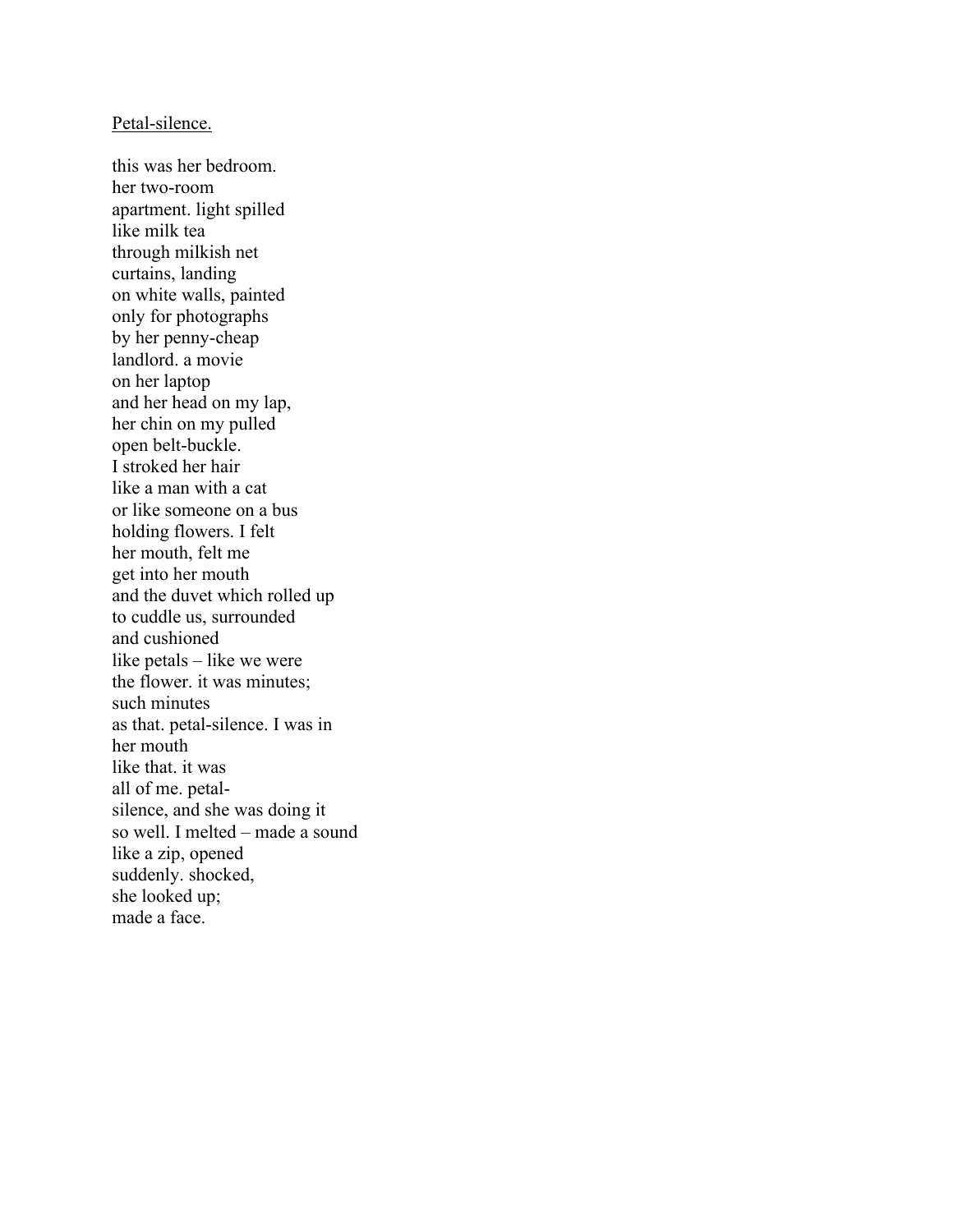<u>Petal-silence.</u>

this was her bedroom.  
her two-room  
apartment. light spilled  
like milk tea  
through milkish net  
curtains, landing  
on white walls, painted  
only for photographs  
by her penny-cheap  
landlord. a movie  
on her laptop  
and her head on my lap,  
her chin on my pulled  
open belt-buckle.  
I stroked her hair  
like a man with a cat  
or like someone on a bus  
holding flowers. I felt  
her mouth, felt me  
get into her mouth  
and the duvet which rolled up  
to cuddle us, surrounded  
and cushioned  
like petals – like we were  
the flower. it was minutes;  
such minutes  
as that. petal-silence. I was in  
her mouth  
like that. it was  
all of me. petal-  
silence, and she was doing it  
so well. I melted – made a sound  
like a zip, opened  
suddenly. shocked,  
she looked up;  
made a face.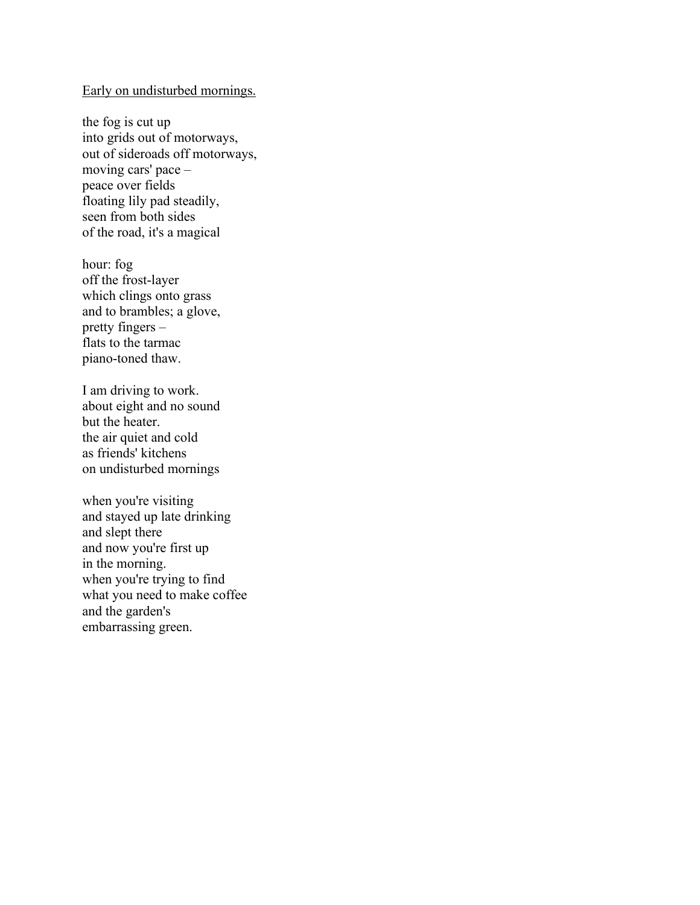<u>Early on undisturbed mornings.</u>

the fog is cut up  
into grids out of motorways,  
out of sideroads off motorways,  
moving cars' pace –  
peace over fields  
floating lily pad steadily,  
seen from both sides  
of the road, it's a magical

hour: fog  
off the frost-layer  
which clings onto grass  
and to brambles; a glove,  
pretty fingers –  
flats to the tarmac  
piano-toned thaw.

I am driving to work.  
about eight and no sound  
but the heater.  
the air quiet and cold  
as friends' kitchens  
on undisturbed mornings

when you're visiting  
and stayed up late drinking  
and slept there  
and now you're first up  
in the morning.  
when you're trying to find  
what you need to make coffee  
and the garden's  
embarrassing green.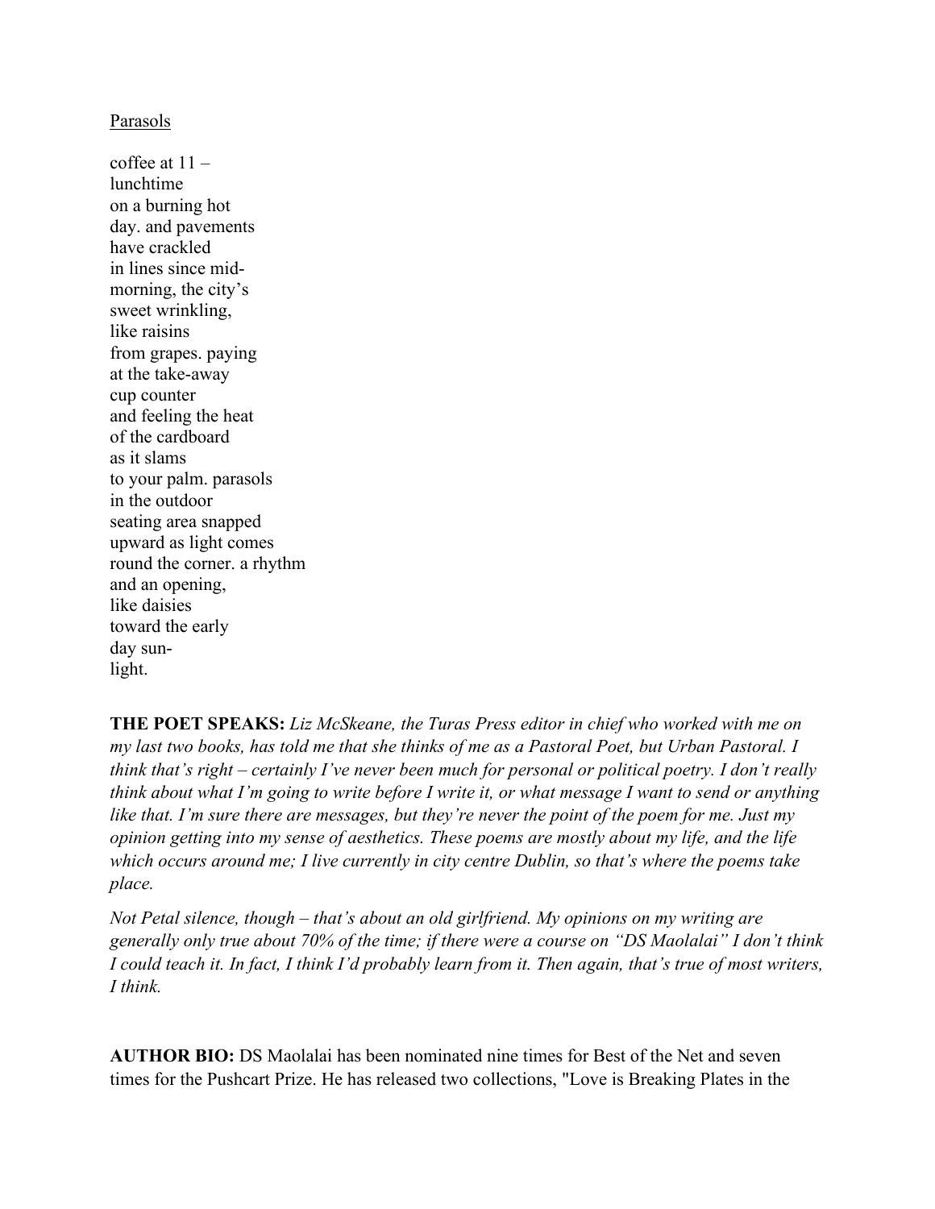Parasols

coffee at 11 –  
lunchtime  
on a burning hot  
day. and pavements  
have crackled  
in lines since mid-  
morning, the city's  
sweet wrinkling,  
like raisins  
from grapes. paying  
at the take-away  
cup counter  
and feeling the heat  
of the cardboard  
as it slams  
to your palm. parasols  
in the outdoor  
seating area snapped  
upward as light comes  
round the corner. a rhythm  
and an opening,  
like daisies  
toward the early  
day sun-  
light.

**THE POET SPEAKS:** *Liz McSkeane, the Turas Press editor in chief who worked with me on my last two books, has told me that she thinks of me as a Pastoral Poet, but Urban Pastoral. I think that's right – certainly I've never been much for personal or political poetry. I don't really think about what I'm going to write before I write it, or what message I want to send or anything like that. I'm sure there are messages, but they're never the point of the poem for me. Just my opinion getting into my sense of aesthetics. These poems are mostly about my life, and the life which occurs around me; I live currently in city centre Dublin, so that's where the poems take place.*

*Not Petal silence, though – that's about an old girlfriend. My opinions on my writing are generally only true about 70% of the time; if there were a course on "DS Maolalai" I don't think I could teach it. In fact, I think I'd probably learn from it. Then again, that's true of most writers, I think.*

**AUTHOR BIO:** DS Maolalai has been nominated nine times for Best of the Net and seven times for the Pushcart Prize. He has released two collections, "Love is Breaking Plates in the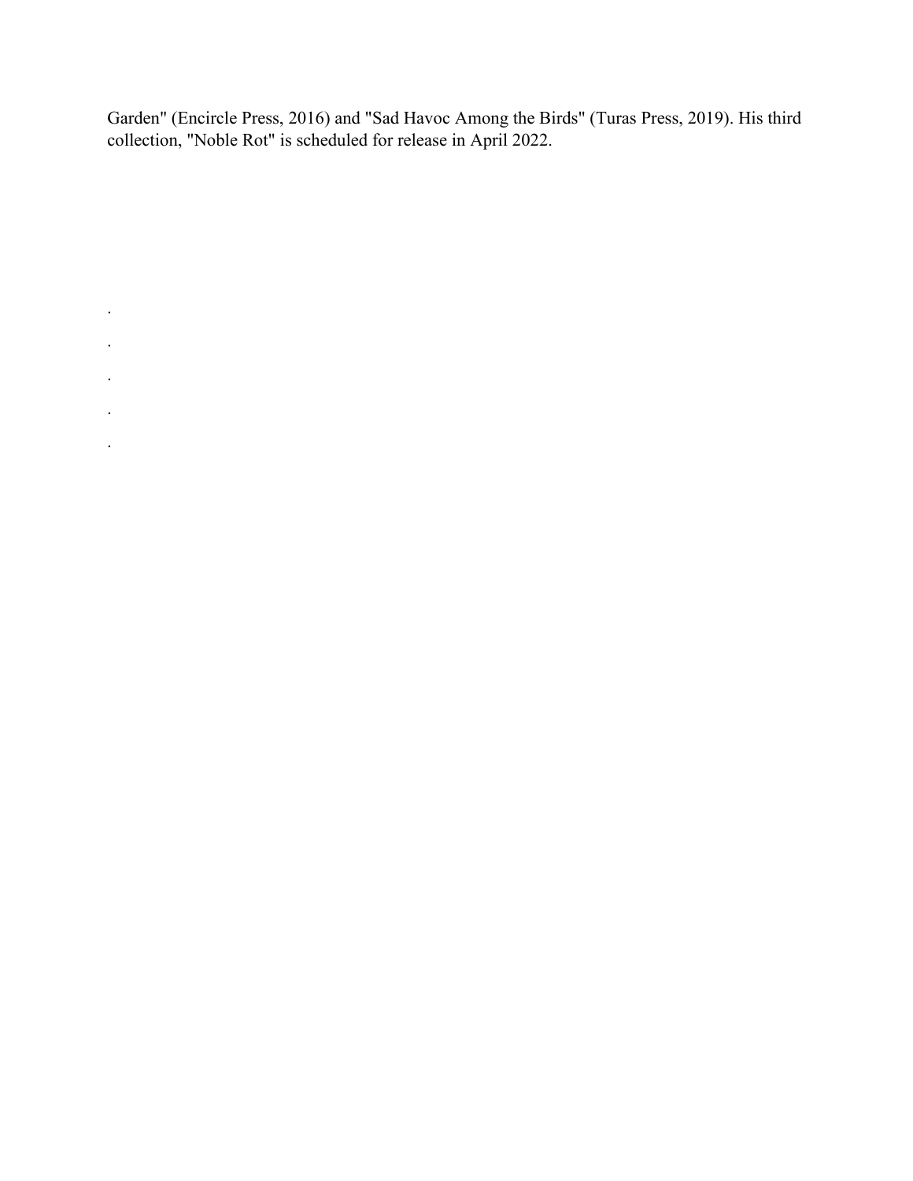Garden" (Encircle Press, 2016) and "Sad Havoc Among the Birds" (Turas Press, 2019). His third collection, "Noble Rot" is scheduled for release in April 2022.

.

.

.

.

.